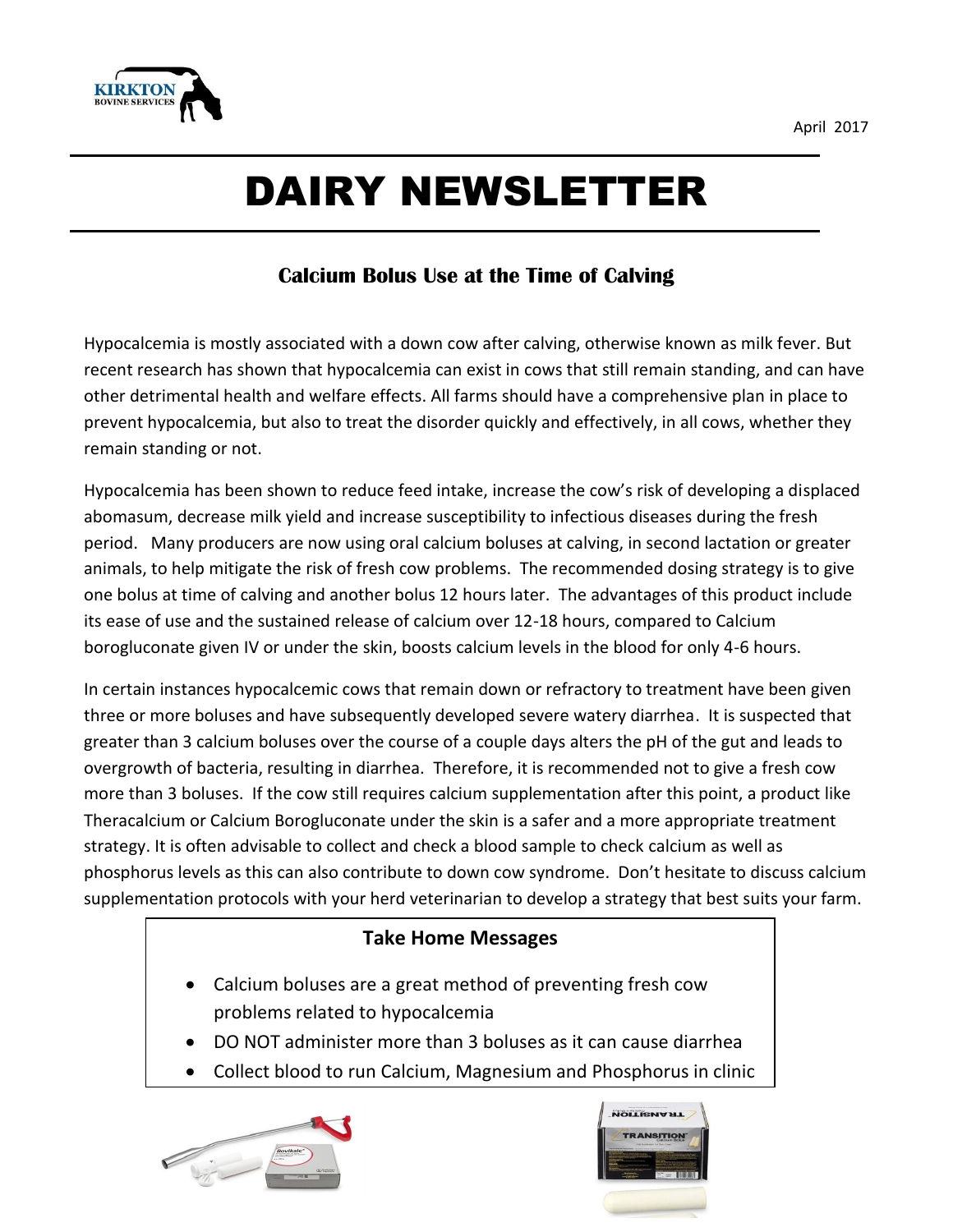April 2017

# DAIRY NEWSLETTER

## Calcium Bolus Use at the Time of Calving

Hypocalcemia is mostly associated with a down cow after calving, otherwise known as milk fever. But recent research has shown that hypocalcemia can exist in cows that still remain standing, and can have other detrimental health and welfare effects. All farms should have a comprehensive plan in place to prevent hypocalcemia, but also to treat the disorder quickly and effectively, in all cows, whether they remain standing or not.

Hypocalcemia has been shown to reduce feed intake, increase the cow's risk of developing a displaced abomasum, decrease milk yield and increase susceptibility to infectious diseases during the fresh period. Many producers are now using oral calcium boluses at calving, in second lactation or greater animals, to help mitigate the risk of fresh cow problems. The recommended dosing strategy is to give one bolus at time of calving and another bolus 12 hours later. The advantages of this product include its ease of use and the sustained release of calcium over 12-18 hours, compared to Calcium borogluconate given IV or under the skin, boosts calcium levels in the blood for only 4-6 hours.

In certain instances hypocalcemic cows that remain down or refractory to treatment have been given three or more boluses and have subsequently developed severe watery diarrhea. It is suspected that greater than 3 calcium boluses over the course of a couple days alters the pH of the gut and leads to overgrowth of bacteria, resulting in diarrhea. Therefore, it is recommended not to give a fresh cow more than 3 boluses. If the cow still requires calcium supplementation after this point, a product like Theracalcium or Calcium Borogluconate under the skin is a safer and a more appropriate treatment strategy. It is often advisable to collect and check a blood sample to check calcium as well as phosphorus levels as this can also contribute to down cow syndrome. Don't hesitate to discuss calcium supplementation protocols with your herd veterinarian to develop a strategy that best suits your farm.

**Take Home Messages**

- Calcium boluses are a great method of preventing fresh cow problems related to hypocalcemia
- DO NOT administer more than 3 boluses as it can cause diarrhea
- Collect blood to run Calcium, Magnesium and Phosphorus in clinic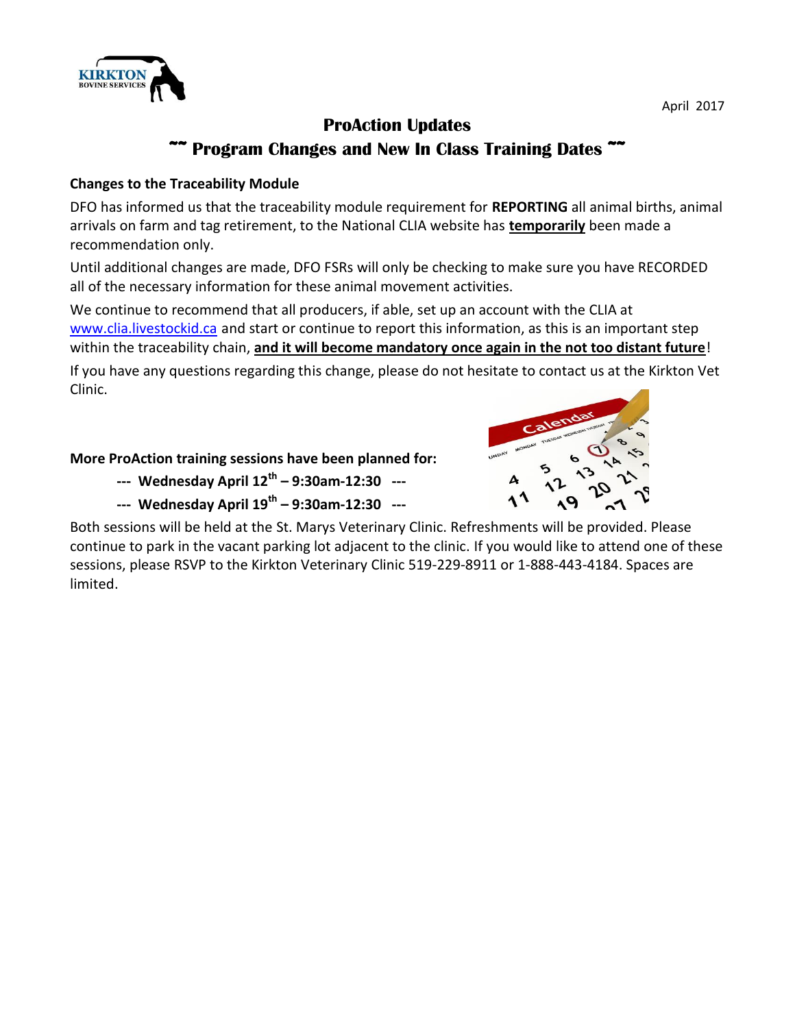April 2017

# ProAction Updates

## ~~ Program Changes and New In Class Training Dates ~~

**Changes to the Traceability Module**

DFO has informed us that the traceability module requirement for **REPORTING** all animal births, animal arrivals on farm and tag retirement, to the National CLIA website has **temporarily** been made a recommendation only.

Until additional changes are made, DFO FSRs will only be checking to make sure you have RECORDED all of the necessary information for these animal movement activities.

We continue to recommend that all producers, if able, set up an account with the CLIA at www.clia.livestockid.ca and start or continue to report this information, as this is an important step within the traceability chain, **and it will become mandatory once again in the not too distant future**!

If you have any questions regarding this change, please do not hesitate to contact us at the Kirkton Vet Clinic.

**More ProAction training sessions have been planned for:**

**--- Wednesday April 12th – 9:30am-12:30 ---**

**--- Wednesday April 19th – 9:30am-12:30 ---**

Both sessions will be held at the St. Marys Veterinary Clinic. Refreshments will be provided. Please continue to park in the vacant parking lot adjacent to the clinic. If you would like to attend one of these sessions, please RSVP to the Kirkton Veterinary Clinic 519-229-8911 or 1-888-443-4184. Spaces are limited.